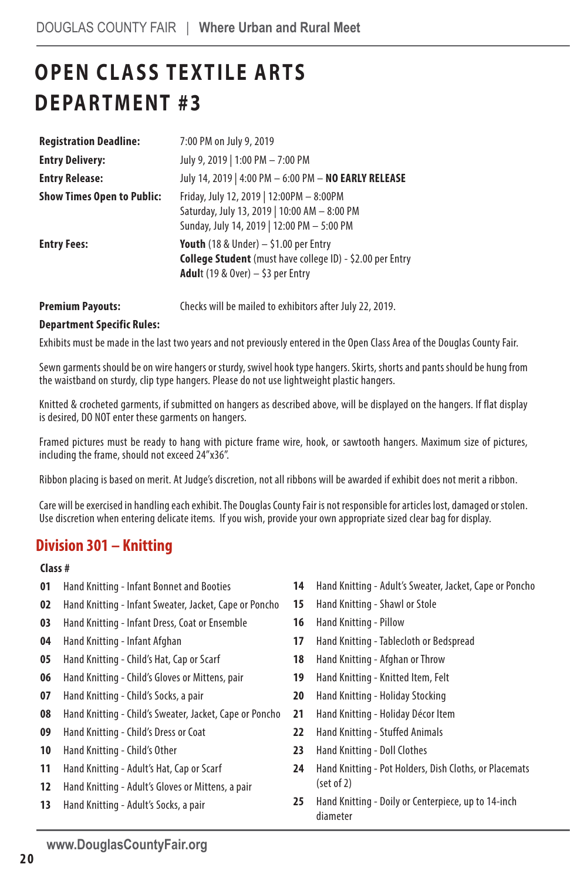# OPEN CLASS TEXTILE ARTS DEPARTMENT #3

| | |
|---|---|
| **Registration Deadline:** | 7:00 PM on July 9, 2019 |
| **Entry Delivery:** | July 9, 2019 \| 1:00 PM – 7:00 PM |
| **Entry Release:** | July 14, 2019 \| 4:00 PM – 6:00 PM – **NO EARLY RELEASE** |
| **Show Times Open to Public:** | Friday, July 12, 2019 \| 12:00PM – 8:00PM<br>Saturday, July 13, 2019 \| 10:00 AM – 8:00 PM<br>Sunday, July 14, 2019 \| 12:00 PM – 5:00 PM |
| **Entry Fees:** | **Youth** (18 & Under) – $1.00 per Entry<br>**College Student** (must have college ID) - $2.00 per Entry<br>**Adul**t (19 & Over) – $3 per Entry |
| **Premium Payouts:** | Checks will be mailed to exhibitors after July 22, 2019. |

**Department Specific Rules:**

Exhibits must be made in the last two years and not previously entered in the Open Class Area of the Douglas County Fair.

Sewn garments should be on wire hangers or sturdy, swivel hook type hangers. Skirts, shorts and pants should be hung from the waistband on sturdy, clip type hangers. Please do not use lightweight plastic hangers.

Knitted & crocheted garments, if submitted on hangers as described above, will be displayed on the hangers. If flat display is desired, DO NOT enter these garments on hangers.

Framed pictures must be ready to hang with picture frame wire, hook, or sawtooth hangers. Maximum size of pictures, including the frame, should not exceed 24"x36".

Ribbon placing is based on merit. At Judge's discretion, not all ribbons will be awarded if exhibit does not merit a ribbon.

Care will be exercised in handling each exhibit. The Douglas County Fair is not responsible for articles lost, damaged or stolen. Use discretion when entering delicate items. If you wish, provide your own appropriate sized clear bag for display.

## Division 301 – Knitting

**Class #**

- **01** Hand Knitting - Infant Bonnet and Booties
- **02** Hand Knitting - Infant Sweater, Jacket, Cape or Poncho
- **03** Hand Knitting - Infant Dress, Coat or Ensemble
- **04** Hand Knitting - Infant Afghan
- **05** Hand Knitting - Child's Hat, Cap or Scarf
- **06** Hand Knitting - Child's Gloves or Mittens, pair
- **07** Hand Knitting - Child's Socks, a pair
- **08** Hand Knitting - Child's Sweater, Jacket, Cape or Poncho
- **09** Hand Knitting - Child's Dress or Coat
- **10** Hand Knitting - Child's Other
- **11** Hand Knitting - Adult's Hat, Cap or Scarf
- **12** Hand Knitting - Adult's Gloves or Mittens, a pair
- **13** Hand Knitting - Adult's Socks, a pair
- **14** Hand Knitting - Adult's Sweater, Jacket, Cape or Poncho
- **15** Hand Knitting - Shawl or Stole
- **16** Hand Knitting - Pillow
- **17** Hand Knitting - Tablecloth or Bedspread
- **18** Hand Knitting - Afghan or Throw
- **19** Hand Knitting - Knitted Item, Felt
- **20** Hand Knitting - Holiday Stocking
- **21** Hand Knitting - Holiday Décor Item
- **22** Hand Knitting - Stuffed Animals
- **23** Hand Knitting - Doll Clothes
- **24** Hand Knitting - Pot Holders, Dish Cloths, or Placemats (set of 2)
- **25** Hand Knitting - Doily or Centerpiece, up to 14-inch diameter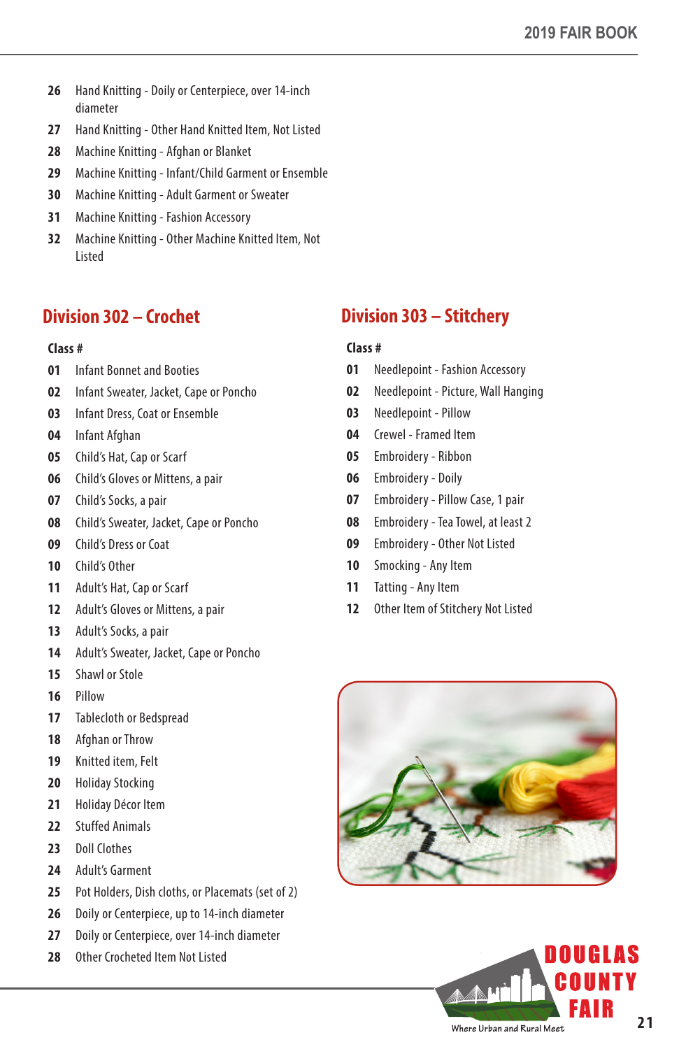26 Hand Knitting - Doily or Centerpiece, over 14-inch diameter
27 Hand Knitting - Other Hand Knitted Item, Not Listed
28 Machine Knitting - Afghan or Blanket
29 Machine Knitting - Infant/Child Garment or Ensemble
30 Machine Knitting - Adult Garment or Sweater
31 Machine Knitting - Fashion Accessory
32 Machine Knitting - Other Machine Knitted Item, Not Listed

## Division 302 – Crochet

**Class #**

01 Infant Bonnet and Booties
02 Infant Sweater, Jacket, Cape or Poncho
03 Infant Dress, Coat or Ensemble
04 Infant Afghan
05 Child's Hat, Cap or Scarf
06 Child's Gloves or Mittens, a pair
07 Child's Socks, a pair
08 Child's Sweater, Jacket, Cape or Poncho
09 Child's Dress or Coat
10 Child's Other
11 Adult's Hat, Cap or Scarf
12 Adult's Gloves or Mittens, a pair
13 Adult's Socks, a pair
14 Adult's Sweater, Jacket, Cape or Poncho
15 Shawl or Stole
16 Pillow
17 Tablecloth or Bedspread
18 Afghan or Throw
19 Knitted item, Felt
20 Holiday Stocking
21 Holiday Décor Item
22 Stuffed Animals
23 Doll Clothes
24 Adult's Garment
25 Pot Holders, Dish cloths, or Placemats (set of 2)
26 Doily or Centerpiece, up to 14-inch diameter
27 Doily or Centerpiece, over 14-inch diameter
28 Other Crocheted Item Not Listed

## Division 303 – Stitchery

**Class #**

01 Needlepoint - Fashion Accessory
02 Needlepoint - Picture, Wall Hanging
03 Needlepoint - Pillow
04 Crewel - Framed Item
05 Embroidery - Ribbon
06 Embroidery - Doily
07 Embroidery - Pillow Case, 1 pair
08 Embroidery - Tea Towel, at least 2
09 Embroidery - Other Not Listed
10 Smocking - Any Item
11 Tatting - Any Item
12 Other Item of Stitchery Not Listed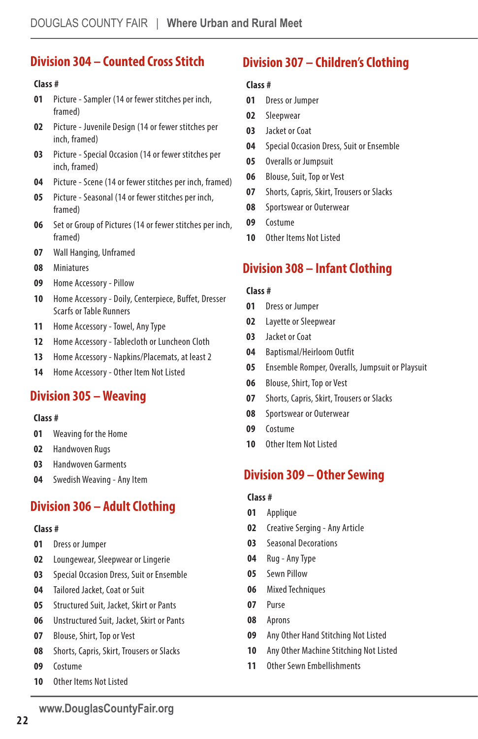## Division 304 – Counted Cross Stitch

| Class # | |
|---|---|
| 01 | Picture - Sampler (14 or fewer stitches per inch, framed) |
| 02 | Picture - Juvenile Design (14 or fewer stitches per inch, framed) |
| 03 | Picture - Special Occasion (14 or fewer stitches per inch, framed) |
| 04 | Picture - Scene (14 or fewer stitches per inch, framed) |
| 05 | Picture - Seasonal (14 or fewer stitches per inch, framed) |
| 06 | Set or Group of Pictures (14 or fewer stitches per inch, framed) |
| 07 | Wall Hanging, Unframed |
| 08 | Miniatures |
| 09 | Home Accessory - Pillow |
| 10 | Home Accessory - Doily, Centerpiece, Buffet, Dresser Scarfs or Table Runners |
| 11 | Home Accessory - Towel, Any Type |
| 12 | Home Accessory - Tablecloth or Luncheon Cloth |
| 13 | Home Accessory - Napkins/Placemats, at least 2 |
| 14 | Home Accessory - Other Item Not Listed |

## Division 305 – Weaving

| Class # | |
|---|---|
| 01 | Weaving for the Home |
| 02 | Handwoven Rugs |
| 03 | Handwoven Garments |
| 04 | Swedish Weaving - Any Item |

## Division 306 – Adult Clothing

| Class # | |
|---|---|
| 01 | Dress or Jumper |
| 02 | Loungewear, Sleepwear or Lingerie |
| 03 | Special Occasion Dress, Suit or Ensemble |
| 04 | Tailored Jacket, Coat or Suit |
| 05 | Structured Suit, Jacket, Skirt or Pants |
| 06 | Unstructured Suit, Jacket, Skirt or Pants |
| 07 | Blouse, Shirt, Top or Vest |
| 08 | Shorts, Capris, Skirt, Trousers or Slacks |
| 09 | Costume |
| 10 | Other Items Not Listed |

## Division 307 – Children's Clothing

| Class # | |
|---|---|
| 01 | Dress or Jumper |
| 02 | Sleepwear |
| 03 | Jacket or Coat |
| 04 | Special Occasion Dress, Suit or Ensemble |
| 05 | Overalls or Jumpsuit |
| 06 | Blouse, Suit, Top or Vest |
| 07 | Shorts, Capris, Skirt, Trousers or Slacks |
| 08 | Sportswear or Outerwear |
| 09 | Costume |
| 10 | Other Items Not Listed |

## Division 308 – Infant Clothing

| Class # | |
|---|---|
| 01 | Dress or Jumper |
| 02 | Layette or Sleepwear |
| 03 | Jacket or Coat |
| 04 | Baptismal/Heirloom Outfit |
| 05 | Ensemble Romper, Overalls, Jumpsuit or Playsuit |
| 06 | Blouse, Shirt, Top or Vest |
| 07 | Shorts, Capris, Skirt, Trousers or Slacks |
| 08 | Sportswear or Outerwear |
| 09 | Costume |
| 10 | Other Item Not Listed |

## Division 309 – Other Sewing

| Class # | |
|---|---|
| 01 | Applique |
| 02 | Creative Serging - Any Article |
| 03 | Seasonal Decorations |
| 04 | Rug - Any Type |
| 05 | Sewn Pillow |
| 06 | Mixed Techniques |
| 07 | Purse |
| 08 | Aprons |
| 09 | Any Other Hand Stitching Not Listed |
| 10 | Any Other Machine Stitching Not Listed |
| 11 | Other Sewn Embellishments |